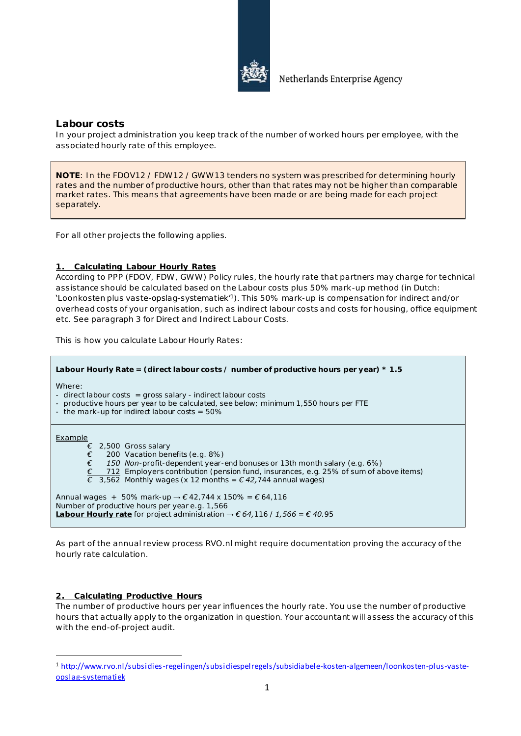Netherlands Enterprise Agency

## Labour costs

In your project administration you keep track of the number of worked hours per employee, with the associated hourly rate of this employee.

> **NOTE**: In the FDOV12 / FDW12 / GWW13 tenders no system was prescribed for determining hourly rates and the number of productive hours, other than that rates may not be higher than comparable market rates. This means that agreements have been made or are being made for each project separately.

For all other projects the following applies.

### 1. Calculating Labour Hourly Rates

According to PPP (FDOV, FDW, GWW) Policy rules, the hourly rate that partners may charge for technical assistance should be calculated based on the Labour costs plus 50% mark-up method (in Dutch: 'Loonkosten plus vaste-opslag-systematiek'[1]). This 50% mark-up is compensation for indirect and/or overhead costs of your organisation, such as indirect labour costs and costs for housing, office equipment etc. See paragraph 3 for Direct and Indirect Labour Costs.

This is how you calculate Labour Hourly Rates:

> **Labour Hourly Rate = (direct labour costs / number of productive hours per year) * 1.5**
>
> Where:
> - direct labour costs = gross salary - indirect labour costs
> - productive hours per year to be calculated, see below; minimum 1,550 hours per FTE
> - the mark-up for indirect labour costs = 50%
>
> Example
>
> | | | |
> |---|---|---|
> | € | 2,500 | Gross salary |
> | € | 200 | Vacation benefits (e.g. 8%) |
> | € | *150* | *Non*-profit-dependent year-end bonuses or 13th month salary (e.g. 6%) |
> | € | 712 | Employers contribution (pension fund, insurances, e.g. 25% of sum of above items) |
> | € | 3,562 | Monthly wages (x 12 months = € *42,*744 annual wages) |
>
> Annual wages + 50% mark-up → € 42,744 x 150% = € 64,116
> Number of productive hours per year e.g. 1,566
> **Labour Hourly rate** for project administration → € *64,*116 / *1,566* = € *40.*95

As part of the annual review process RVO.nl might require documentation proving the accuracy of the hourly rate calculation.

### 2. Calculating Productive Hours

The number of productive hours per year influences the hourly rate. You use the number of productive hours that actually apply to the organization in question. Your accountant will assess the accuracy of this with the end-of-project audit.

---

[1] http://www.rvo.nl/subsidies-regelingen/subsidiespelregels/subsidiabele-kosten-algemeen/loonkosten-plus-vaste-opslag-systematiek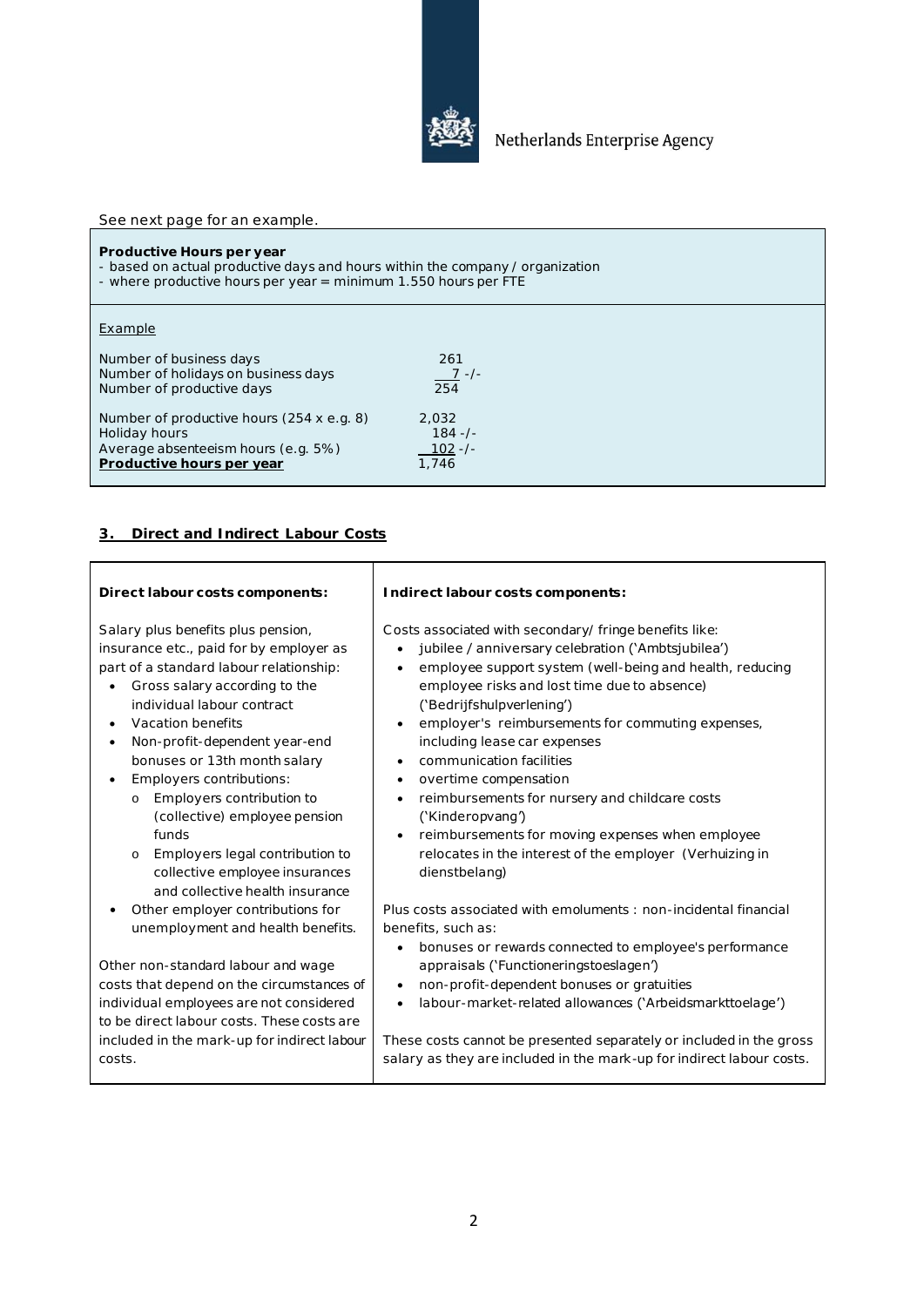See next page for an example.

**Productive Hours per year**
- based on actual productive days and hours within the company / organization
- where productive hours per year = minimum 1.550 hours per FTE

Example

| | |
|---|---|
| Number of business days | 261 |
| Number of holidays on business days | 7 -/- |
| Number of productive days | 254 |
| | |
| Number of productive hours (254 x e.g. 8) | 2,032 |
| Holiday hours | 184 -/- |
| Average absenteeism hours (e.g. 5%) | 102 -/- |
| **Productive hours per year** | 1,746 |

## 3. Direct and Indirect Labour Costs

**Direct labour costs components:**

Salary plus benefits plus pension, insurance etc., paid for by employer as part of a standard labour relationship:

- Gross salary according to the individual labour contract
- Vacation benefits
- Non-profit-dependent year-end bonuses or 13th month salary
- Employers contributions:
  - Employers contribution to (collective) employee pension funds
  - Employers legal contribution to collective employee insurances and collective health insurance
- Other employer contributions for unemployment and health benefits.

Other non-standard labour and wage costs that depend on the circumstances of individual employees are not considered to be direct labour costs. These costs are included in the mark-up for indirect labour costs.

**Indirect labour costs components:**

Costs associated with secondary/ fringe benefits like:

- jubilee / anniversary celebration ('Ambtsjubilea')
- employee support system (well-being and health, reducing employee risks and lost time due to absence) ('Bedrijfshulpverlening')
- employer's reimbursements for commuting expenses, including lease car expenses
- communication facilities
- overtime compensation
- reimbursements for nursery and childcare costs ('Kinderopvang')
- reimbursements for moving expenses when employee relocates in the interest of the employer (Verhuizing in dienstbelang)

Plus costs associated with emoluments : non-incidental financial benefits, such as:

- bonuses or rewards connected to employee's performance appraisals ('Functioneringstoeslagen')
- non-profit-dependent bonuses or gratuities
- labour-market-related allowances ('Arbeidsmarkttoelage')

These costs cannot be presented separately or included in the gross salary as they are included in the mark-up for indirect labour costs.